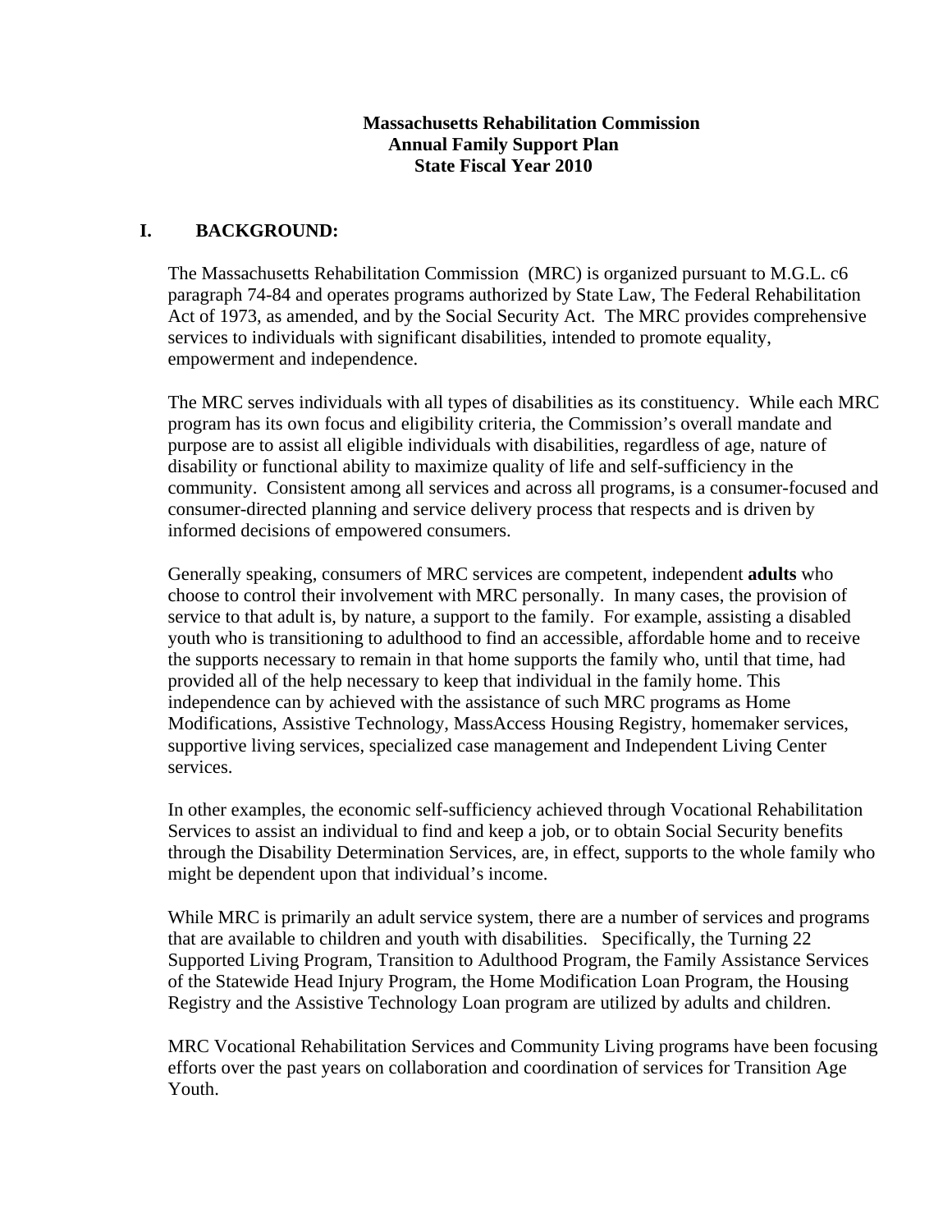**Massachusetts Rehabilitation Commission**
**Annual Family Support Plan**
**State Fiscal Year 2010**

## I. BACKGROUND:

The Massachusetts Rehabilitation Commission (MRC) is organized pursuant to M.G.L. c6 paragraph 74-84 and operates programs authorized by State Law, The Federal Rehabilitation Act of 1973, as amended, and by the Social Security Act. The MRC provides comprehensive services to individuals with significant disabilities, intended to promote equality, empowerment and independence.

The MRC serves individuals with all types of disabilities as its constituency. While each MRC program has its own focus and eligibility criteria, the Commission's overall mandate and purpose are to assist all eligible individuals with disabilities, regardless of age, nature of disability or functional ability to maximize quality of life and self-sufficiency in the community. Consistent among all services and across all programs, is a consumer-focused and consumer-directed planning and service delivery process that respects and is driven by informed decisions of empowered consumers.

Generally speaking, consumers of MRC services are competent, independent **adults** who choose to control their involvement with MRC personally. In many cases, the provision of service to that adult is, by nature, a support to the family. For example, assisting a disabled youth who is transitioning to adulthood to find an accessible, affordable home and to receive the supports necessary to remain in that home supports the family who, until that time, had provided all of the help necessary to keep that individual in the family home. This independence can by achieved with the assistance of such MRC programs as Home Modifications, Assistive Technology, MassAccess Housing Registry, homemaker services, supportive living services, specialized case management and Independent Living Center services.

In other examples, the economic self-sufficiency achieved through Vocational Rehabilitation Services to assist an individual to find and keep a job, or to obtain Social Security benefits through the Disability Determination Services, are, in effect, supports to the whole family who might be dependent upon that individual's income.

While MRC is primarily an adult service system, there are a number of services and programs that are available to children and youth with disabilities. Specifically, the Turning 22 Supported Living Program, Transition to Adulthood Program, the Family Assistance Services of the Statewide Head Injury Program, the Home Modification Loan Program, the Housing Registry and the Assistive Technology Loan program are utilized by adults and children.

MRC Vocational Rehabilitation Services and Community Living programs have been focusing efforts over the past years on collaboration and coordination of services for Transition Age Youth.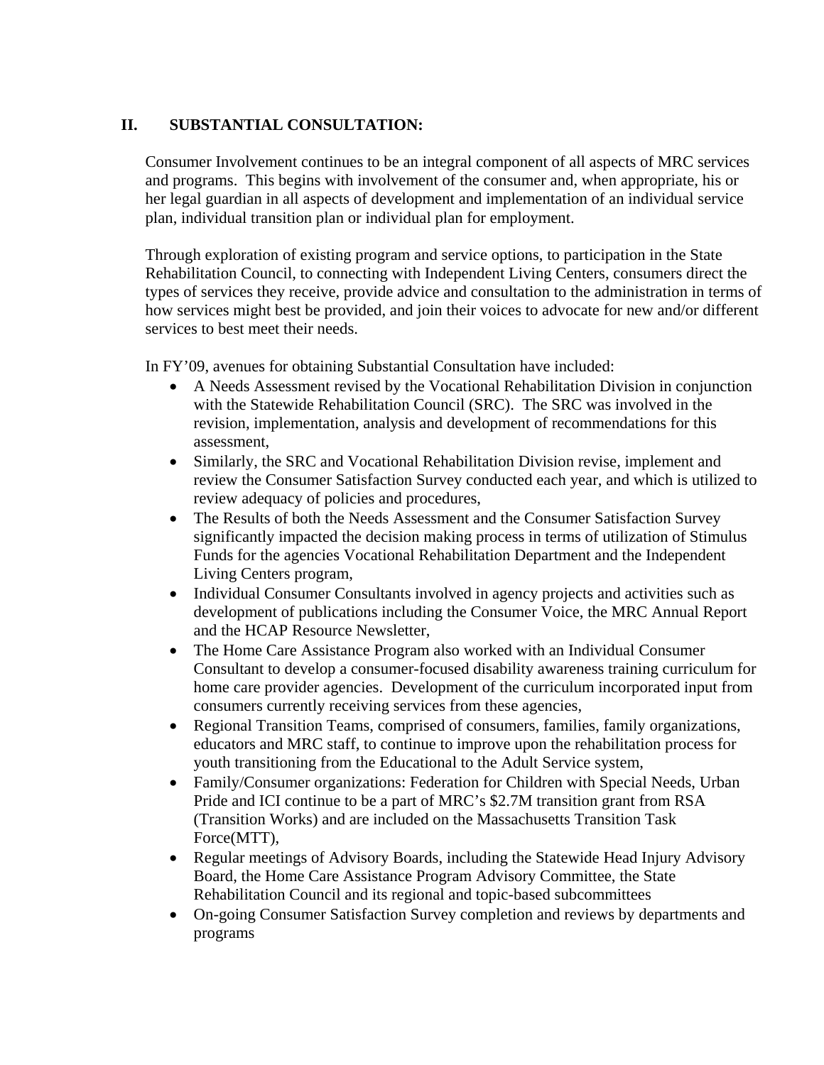## II. SUBSTANTIAL CONSULTATION:

Consumer Involvement continues to be an integral component of all aspects of MRC services and programs. This begins with involvement of the consumer and, when appropriate, his or her legal guardian in all aspects of development and implementation of an individual service plan, individual transition plan or individual plan for employment.

Through exploration of existing program and service options, to participation in the State Rehabilitation Council, to connecting with Independent Living Centers, consumers direct the types of services they receive, provide advice and consultation to the administration in terms of how services might best be provided, and join their voices to advocate for new and/or different services to best meet their needs.

In FY'09, avenues for obtaining Substantial Consultation have included:

- A Needs Assessment revised by the Vocational Rehabilitation Division in conjunction with the Statewide Rehabilitation Council (SRC). The SRC was involved in the revision, implementation, analysis and development of recommendations for this assessment,
- Similarly, the SRC and Vocational Rehabilitation Division revise, implement and review the Consumer Satisfaction Survey conducted each year, and which is utilized to review adequacy of policies and procedures,
- The Results of both the Needs Assessment and the Consumer Satisfaction Survey significantly impacted the decision making process in terms of utilization of Stimulus Funds for the agencies Vocational Rehabilitation Department and the Independent Living Centers program,
- Individual Consumer Consultants involved in agency projects and activities such as development of publications including the Consumer Voice, the MRC Annual Report and the HCAP Resource Newsletter,
- The Home Care Assistance Program also worked with an Individual Consumer Consultant to develop a consumer-focused disability awareness training curriculum for home care provider agencies. Development of the curriculum incorporated input from consumers currently receiving services from these agencies,
- Regional Transition Teams, comprised of consumers, families, family organizations, educators and MRC staff, to continue to improve upon the rehabilitation process for youth transitioning from the Educational to the Adult Service system,
- Family/Consumer organizations: Federation for Children with Special Needs, Urban Pride and ICI continue to be a part of MRC's $2.7M transition grant from RSA (Transition Works) and are included on the Massachusetts Transition Task Force(MTT),
- Regular meetings of Advisory Boards, including the Statewide Head Injury Advisory Board, the Home Care Assistance Program Advisory Committee, the State Rehabilitation Council and its regional and topic-based subcommittees
- On-going Consumer Satisfaction Survey completion and reviews by departments and programs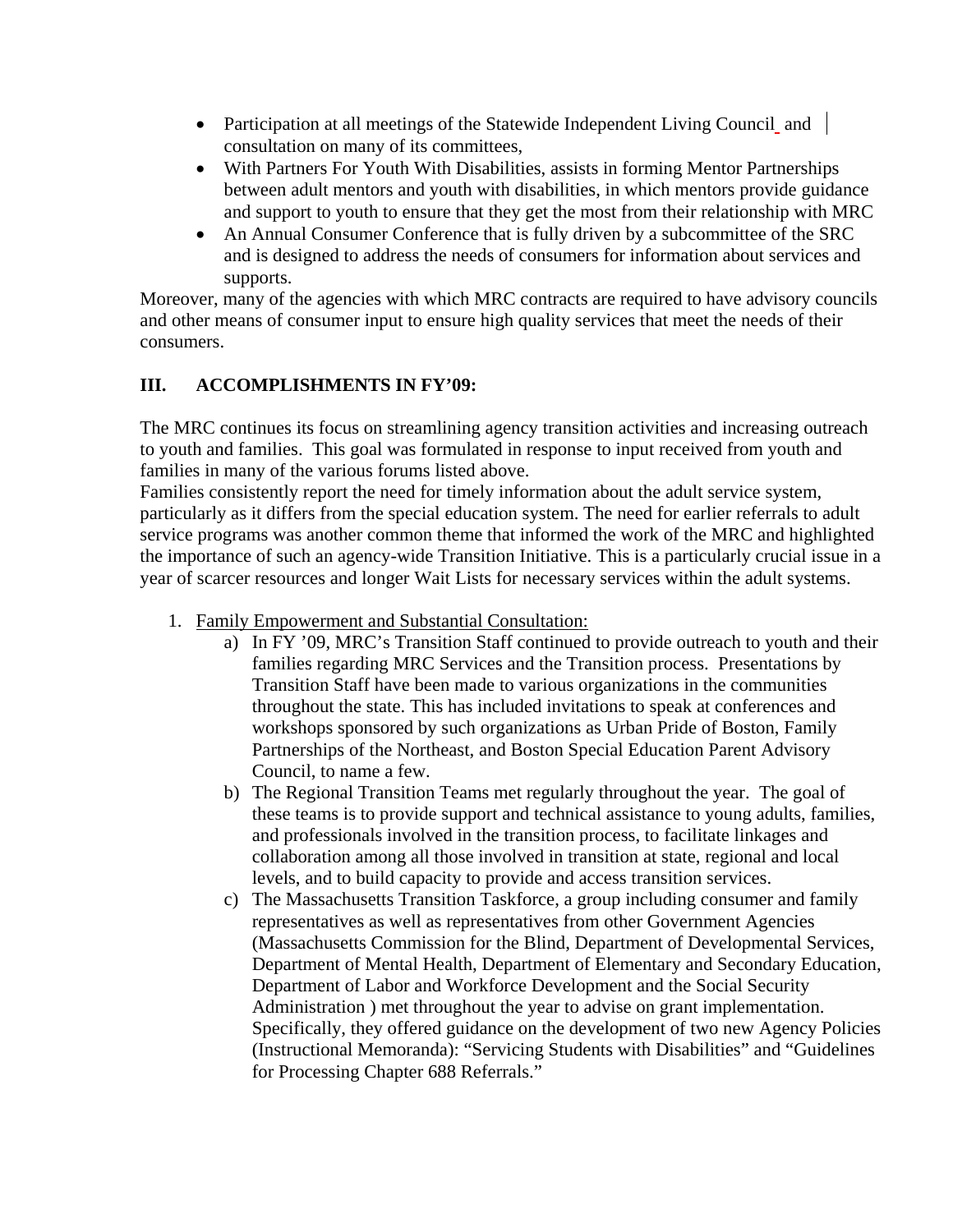- Participation at all meetings of the Statewide Independent Living Council and consultation on many of its committees,
- With Partners For Youth With Disabilities, assists in forming Mentor Partnerships between adult mentors and youth with disabilities, in which mentors provide guidance and support to youth to ensure that they get the most from their relationship with MRC
- An Annual Consumer Conference that is fully driven by a subcommittee of the SRC and is designed to address the needs of consumers for information about services and supports.

Moreover, many of the agencies with which MRC contracts are required to have advisory councils and other means of consumer input to ensure high quality services that meet the needs of their consumers.

## III. ACCOMPLISHMENTS IN FY'09:

The MRC continues its focus on streamlining agency transition activities and increasing outreach to youth and families. This goal was formulated in response to input received from youth and families in many of the various forums listed above.

Families consistently report the need for timely information about the adult service system, particularly as it differs from the special education system. The need for earlier referrals to adult service programs was another common theme that informed the work of the MRC and highlighted the importance of such an agency-wide Transition Initiative. This is a particularly crucial issue in a year of scarcer resources and longer Wait Lists for necessary services within the adult systems.

1. <u>Family Empowerment and Substantial Consultation:</u>
   a) In FY '09, MRC's Transition Staff continued to provide outreach to youth and their families regarding MRC Services and the Transition process. Presentations by Transition Staff have been made to various organizations in the communities throughout the state. This has included invitations to speak at conferences and workshops sponsored by such organizations as Urban Pride of Boston, Family Partnerships of the Northeast, and Boston Special Education Parent Advisory Council, to name a few.
   b) The Regional Transition Teams met regularly throughout the year. The goal of these teams is to provide support and technical assistance to young adults, families, and professionals involved in the transition process, to facilitate linkages and collaboration among all those involved in transition at state, regional and local levels, and to build capacity to provide and access transition services.
   c) The Massachusetts Transition Taskforce, a group including consumer and family representatives as well as representatives from other Government Agencies (Massachusetts Commission for the Blind, Department of Developmental Services, Department of Mental Health, Department of Elementary and Secondary Education, Department of Labor and Workforce Development and the Social Security Administration ) met throughout the year to advise on grant implementation. Specifically, they offered guidance on the development of two new Agency Policies (Instructional Memoranda): "Servicing Students with Disabilities" and "Guidelines for Processing Chapter 688 Referrals."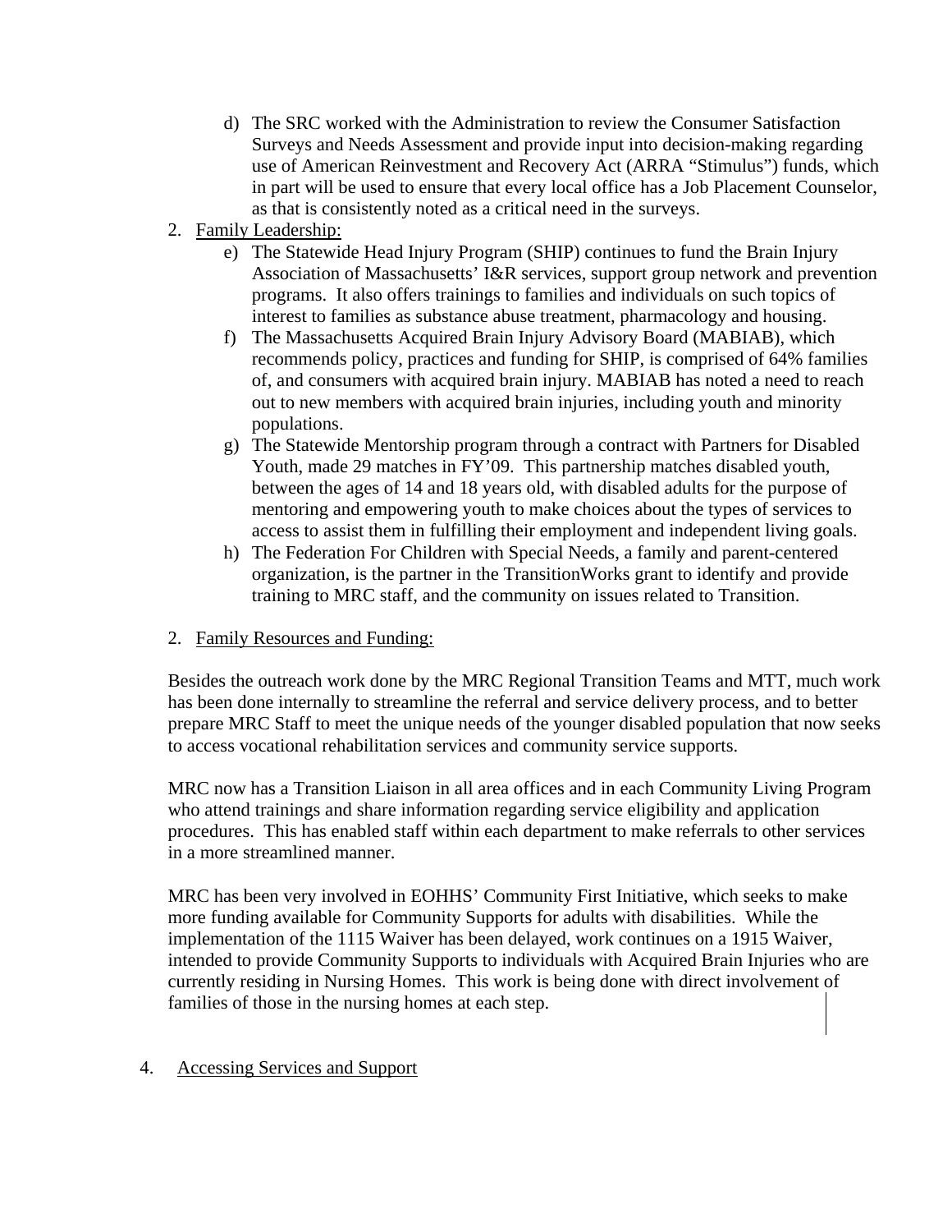d) The SRC worked with the Administration to review the Consumer Satisfaction Surveys and Needs Assessment and provide input into decision-making regarding use of American Reinvestment and Recovery Act (ARRA "Stimulus") funds, which in part will be used to ensure that every local office has a Job Placement Counselor, as that is consistently noted as a critical need in the surveys.

2. <u>Family Leadership:</u>

   e) The Statewide Head Injury Program (SHIP) continues to fund the Brain Injury Association of Massachusetts' I&R services, support group network and prevention programs. It also offers trainings to families and individuals on such topics of interest to families as substance abuse treatment, pharmacology and housing.

   f) The Massachusetts Acquired Brain Injury Advisory Board (MABIAB), which recommends policy, practices and funding for SHIP, is comprised of 64% families of, and consumers with acquired brain injury. MABIAB has noted a need to reach out to new members with acquired brain injuries, including youth and minority populations.

   g) The Statewide Mentorship program through a contract with Partners for Disabled Youth, made 29 matches in FY'09. This partnership matches disabled youth, between the ages of 14 and 18 years old, with disabled adults for the purpose of mentoring and empowering youth to make choices about the types of services to access to assist them in fulfilling their employment and independent living goals.

   h) The Federation For Children with Special Needs, a family and parent-centered organization, is the partner in the TransitionWorks grant to identify and provide training to MRC staff, and the community on issues related to Transition.

2. <u>Family Resources and Funding:</u>

Besides the outreach work done by the MRC Regional Transition Teams and MTT, much work has been done internally to streamline the referral and service delivery process, and to better prepare MRC Staff to meet the unique needs of the younger disabled population that now seeks to access vocational rehabilitation services and community service supports.

MRC now has a Transition Liaison in all area offices and in each Community Living Program who attend trainings and share information regarding service eligibility and application procedures. This has enabled staff within each department to make referrals to other services in a more streamlined manner.

MRC has been very involved in EOHHS' Community First Initiative, which seeks to make more funding available for Community Supports for adults with disabilities. While the implementation of the 1115 Waiver has been delayed, work continues on a 1915 Waiver, intended to provide Community Supports to individuals with Acquired Brain Injuries who are currently residing in Nursing Homes. This work is being done with direct involvement of families of those in the nursing homes at each step.

4. <u>Accessing Services and Support</u>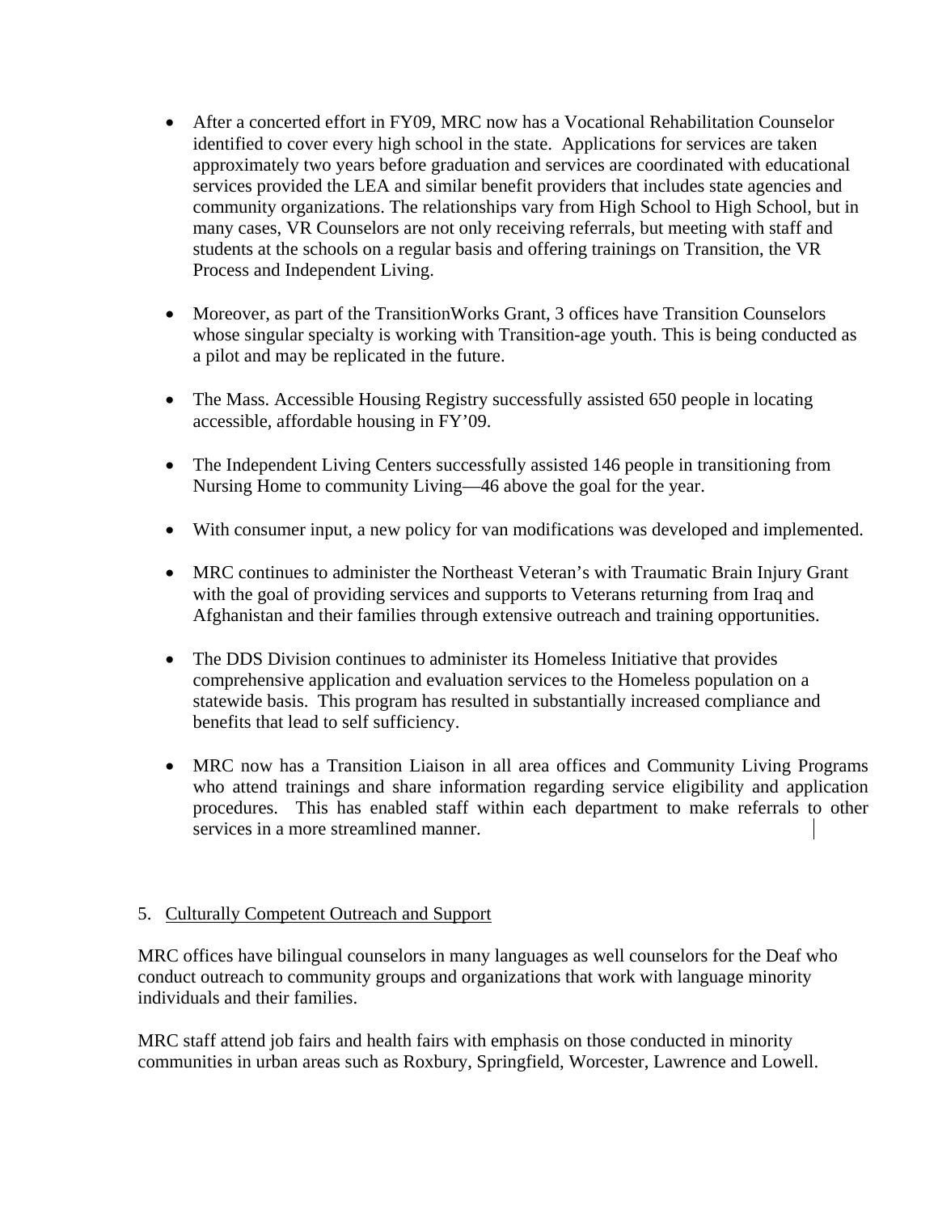- After a concerted effort in FY09, MRC now has a Vocational Rehabilitation Counselor identified to cover every high school in the state. Applications for services are taken approximately two years before graduation and services are coordinated with educational services provided the LEA and similar benefit providers that includes state agencies and community organizations. The relationships vary from High School to High School, but in many cases, VR Counselors are not only receiving referrals, but meeting with staff and students at the schools on a regular basis and offering trainings on Transition, the VR Process and Independent Living.

- Moreover, as part of the TransitionWorks Grant, 3 offices have Transition Counselors whose singular specialty is working with Transition-age youth. This is being conducted as a pilot and may be replicated in the future.

- The Mass. Accessible Housing Registry successfully assisted 650 people in locating accessible, affordable housing in FY'09.

- The Independent Living Centers successfully assisted 146 people in transitioning from Nursing Home to community Living—46 above the goal for the year.

- With consumer input, a new policy for van modifications was developed and implemented.

- MRC continues to administer the Northeast Veteran's with Traumatic Brain Injury Grant with the goal of providing services and supports to Veterans returning from Iraq and Afghanistan and their families through extensive outreach and training opportunities.

- The DDS Division continues to administer its Homeless Initiative that provides comprehensive application and evaluation services to the Homeless population on a statewide basis. This program has resulted in substantially increased compliance and benefits that lead to self sufficiency.

- MRC now has a Transition Liaison in all area offices and Community Living Programs who attend trainings and share information regarding service eligibility and application procedures. This has enabled staff within each department to make referrals to other services in a more streamlined manner.

5. Culturally Competent Outreach and Support

MRC offices have bilingual counselors in many languages as well counselors for the Deaf who conduct outreach to community groups and organizations that work with language minority individuals and their families.

MRC staff attend job fairs and health fairs with emphasis on those conducted in minority communities in urban areas such as Roxbury, Springfield, Worcester, Lawrence and Lowell.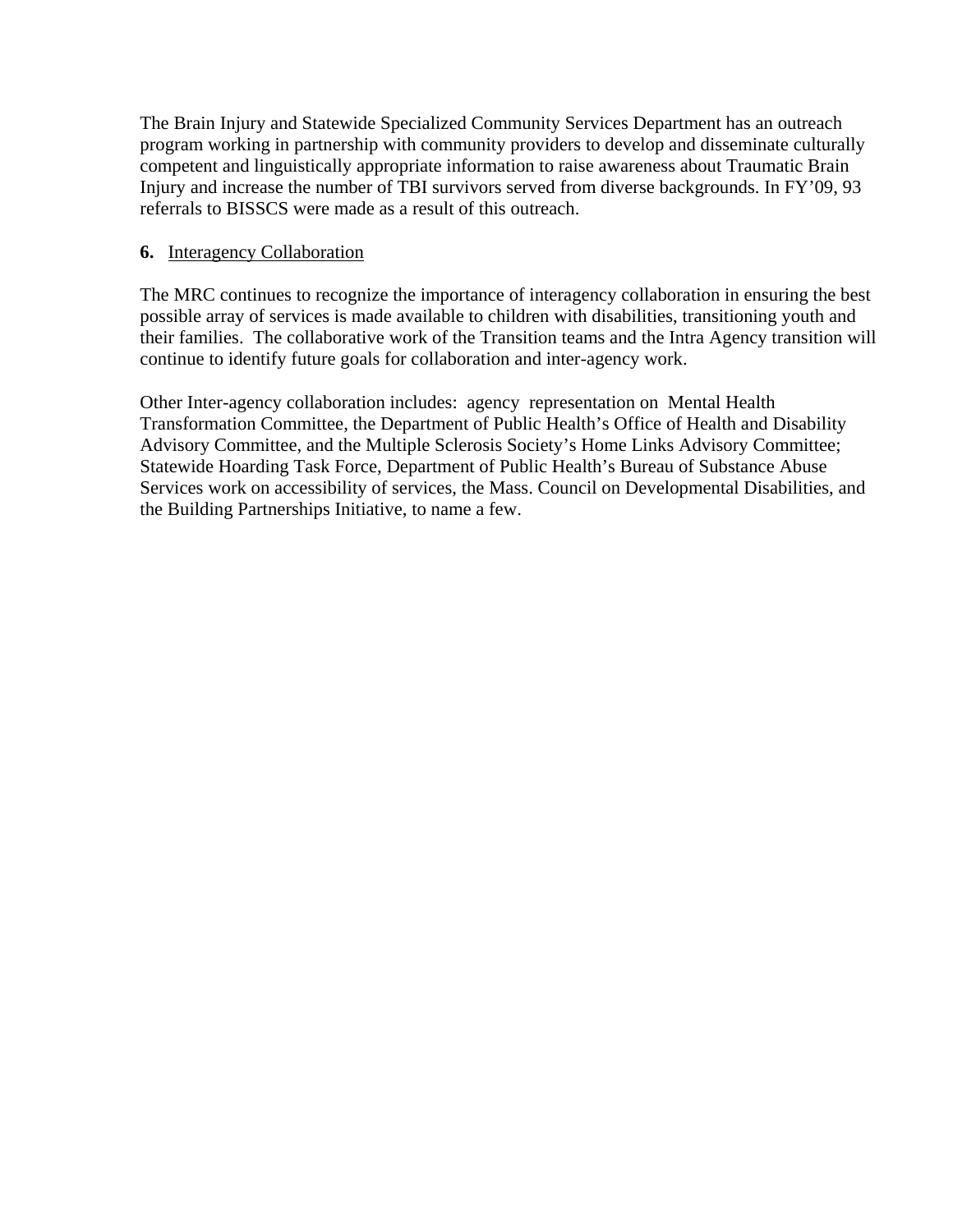The Brain Injury and Statewide Specialized Community Services Department has an outreach program working in partnership with community providers to develop and disseminate culturally competent and linguistically appropriate information to raise awareness about Traumatic Brain Injury and increase the number of TBI survivors served from diverse backgrounds. In FY'09, 93 referrals to BISSCS were made as a result of this outreach.

**6.** Interagency Collaboration

The MRC continues to recognize the importance of interagency collaboration in ensuring the best possible array of services is made available to children with disabilities, transitioning youth and their families. The collaborative work of the Transition teams and the Intra Agency transition will continue to identify future goals for collaboration and inter-agency work.

Other Inter-agency collaboration includes: agency representation on Mental Health Transformation Committee, the Department of Public Health's Office of Health and Disability Advisory Committee, and the Multiple Sclerosis Society's Home Links Advisory Committee; Statewide Hoarding Task Force, Department of Public Health's Bureau of Substance Abuse Services work on accessibility of services, the Mass. Council on Developmental Disabilities, and the Building Partnerships Initiative, to name a few.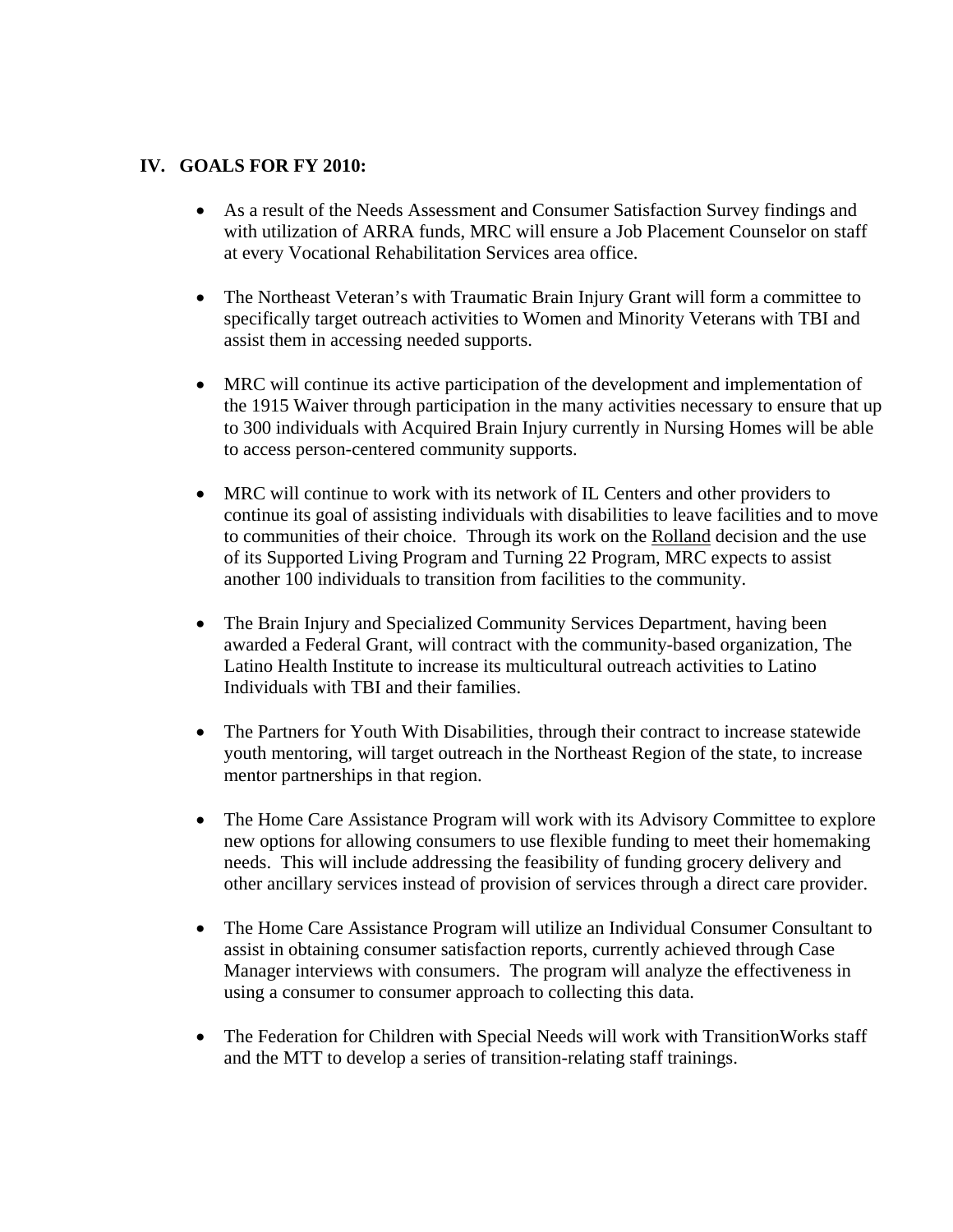## IV. GOALS FOR FY 2010:

- As a result of the Needs Assessment and Consumer Satisfaction Survey findings and with utilization of ARRA funds, MRC will ensure a Job Placement Counselor on staff at every Vocational Rehabilitation Services area office.

- The Northeast Veteran's with Traumatic Brain Injury Grant will form a committee to specifically target outreach activities to Women and Minority Veterans with TBI and assist them in accessing needed supports.

- MRC will continue its active participation of the development and implementation of the 1915 Waiver through participation in the many activities necessary to ensure that up to 300 individuals with Acquired Brain Injury currently in Nursing Homes will be able to access person-centered community supports.

- MRC will continue to work with its network of IL Centers and other providers to continue its goal of assisting individuals with disabilities to leave facilities and to move to communities of their choice. Through its work on the Rolland decision and the use of its Supported Living Program and Turning 22 Program, MRC expects to assist another 100 individuals to transition from facilities to the community.

- The Brain Injury and Specialized Community Services Department, having been awarded a Federal Grant, will contract with the community-based organization, The Latino Health Institute to increase its multicultural outreach activities to Latino Individuals with TBI and their families.

- The Partners for Youth With Disabilities, through their contract to increase statewide youth mentoring, will target outreach in the Northeast Region of the state, to increase mentor partnerships in that region.

- The Home Care Assistance Program will work with its Advisory Committee to explore new options for allowing consumers to use flexible funding to meet their homemaking needs. This will include addressing the feasibility of funding grocery delivery and other ancillary services instead of provision of services through a direct care provider.

- The Home Care Assistance Program will utilize an Individual Consumer Consultant to assist in obtaining consumer satisfaction reports, currently achieved through Case Manager interviews with consumers. The program will analyze the effectiveness in using a consumer to consumer approach to collecting this data.

- The Federation for Children with Special Needs will work with TransitionWorks staff and the MTT to develop a series of transition-relating staff trainings.